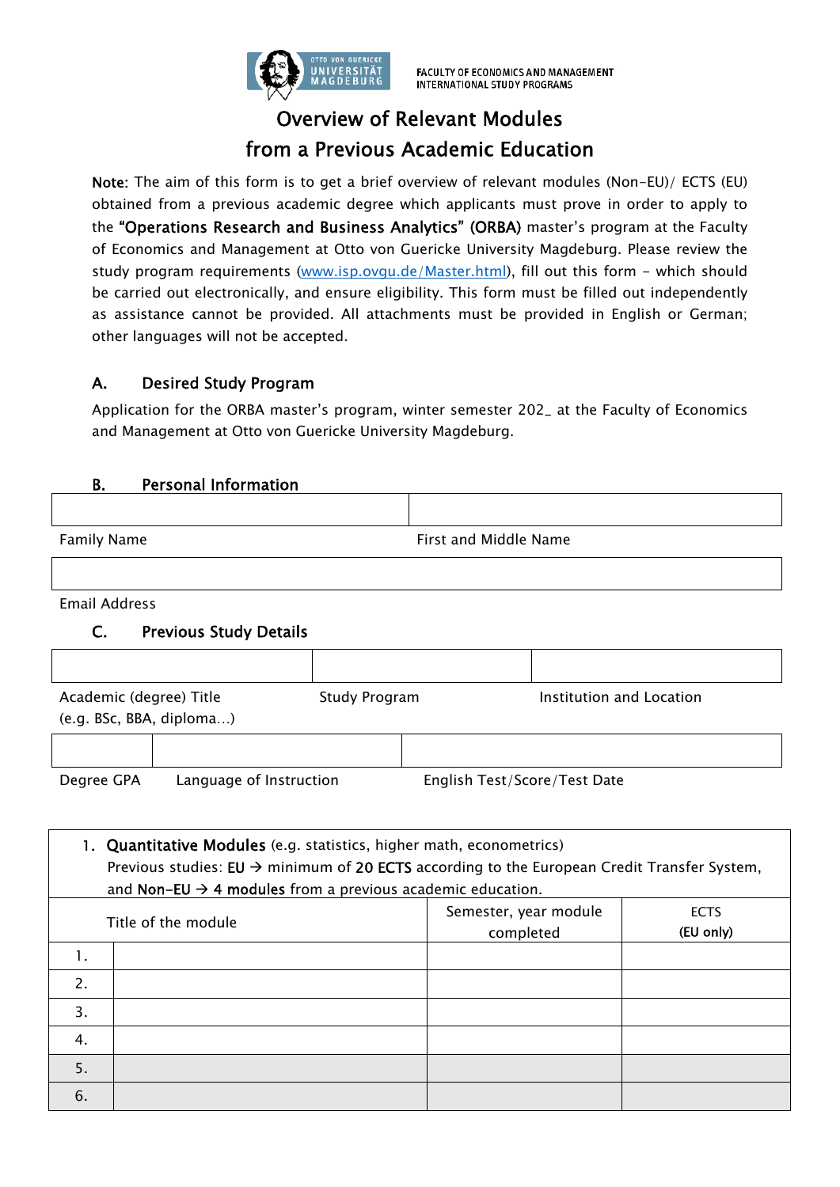FACULTY OF ECONOMICS AND MANAGEMENT
INTERNATIONAL STUDY PROGRAMS

# Overview of Relevant Modules from a Previous Academic Education

**Note**: The aim of this form is to get a brief overview of relevant modules (Non-EU)/ ECTS (EU) obtained from a previous academic degree which applicants must prove in order to apply to the **"Operations Research and Business Analytics" (ORBA)** master's program at the Faculty of Economics and Management at Otto von Guericke University Magdeburg. Please review the study program requirements (www.isp.ovgu.de/Master.html), fill out this form - which should be carried out electronically, and ensure eligibility. This form must be filled out independently as assistance cannot be provided. All attachments must be provided in English or German; other languages will not be accepted.

## A. Desired Study Program

Application for the ORBA master's program, winter semester 202_ at the Faculty of Economics and Management at Otto von Guericke University Magdeburg.

## B. Personal Information

| | |
|---|---|
| | |
| Family Name | First and Middle Name |

| |
|---|
| |
| Email Address |

## C. Previous Study Details

| | | |
|---|---|---|
| | | |
| Academic (degree) Title (e.g. BSc, BBA, diploma…) | Study Program | Institution and Location |

| | | |
|---|---|---|
| | | |
| Degree GPA | Language of Instruction | English Test/Score/Test Date |

1. **Quantitative Modules** (e.g. statistics, higher math, econometrics)
Previous studies: **EU** → minimum of **20 ECTS** according to the European Credit Transfer System, and **Non-EU** → **4 modules** from a previous academic education.

| | Title of the module | Semester, year module completed | ECTS **(EU only)** |
|---|---|---|---|
| 1. | | | |
| 2. | | | |
| 3. | | | |
| 4. | | | |
| 5. | | | |
| 6. | | | |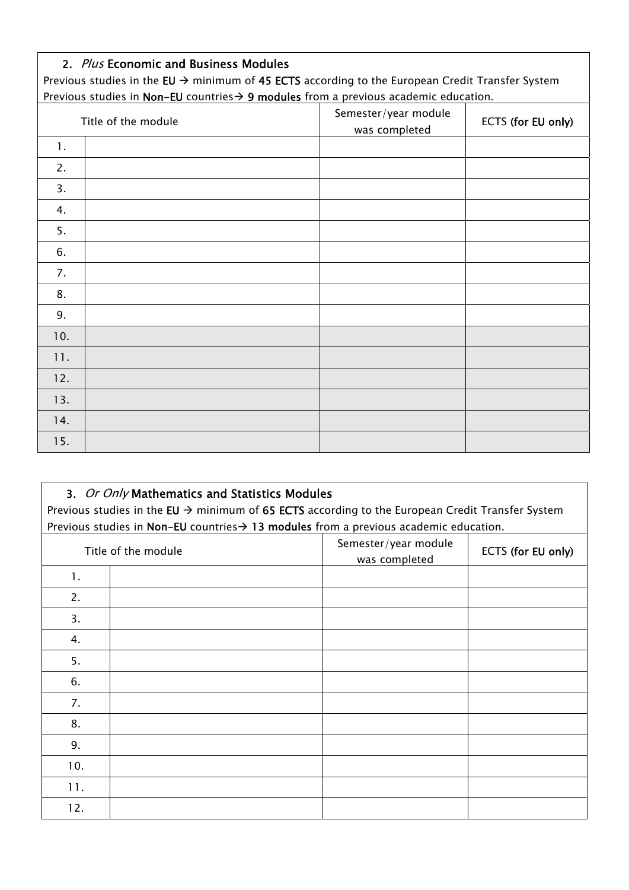### 2. *Plus* **Economic and Business Modules**

Previous studies in the **EU** → minimum of **45 ECTS** according to the European Credit Transfer System
Previous studies in **Non-EU** countries→ **9 modules** from a previous academic education.

| Title of the module | | Semester/year module was completed | ECTS **(for EU only)** |
|---|---|---|---|
| 1. | | | |
| 2. | | | |
| 3. | | | |
| 4. | | | |
| 5. | | | |
| 6. | | | |
| 7. | | | |
| 8. | | | |
| 9. | | | |
| 10. | | | |
| 11. | | | |
| 12. | | | |
| 13. | | | |
| 14. | | | |
| 15. | | | |

### 3. *Or Only* **Mathematics and Statistics Modules**

Previous studies in the **EU** → minimum of **65 ECTS** according to the European Credit Transfer System
Previous studies in **Non-EU** countries→ **13 modules** from a previous academic education.

| Title of the module | | Semester/year module was completed | ECTS **(for EU only)** |
|---|---|---|---|
| 1. | | | |
| 2. | | | |
| 3. | | | |
| 4. | | | |
| 5. | | | |
| 6. | | | |
| 7. | | | |
| 8. | | | |
| 9. | | | |
| 10. | | | |
| 11. | | | |
| 12. | | | |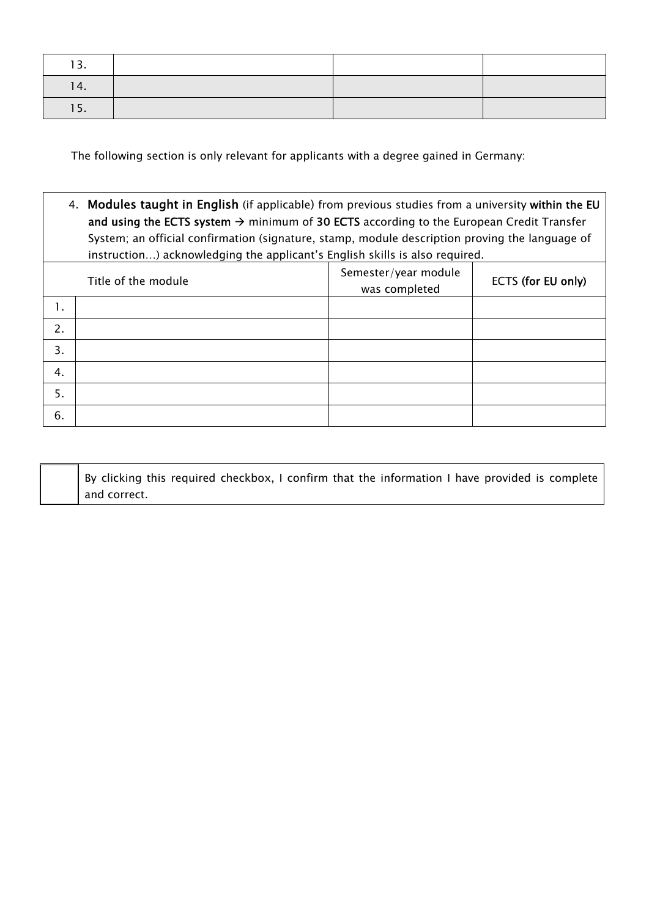| | | | |
|---|---|---|---|
| 13. | | | |
| 14. | | | |
| 15. | | | |

The following section is only relevant for applicants with a degree gained in Germany:

| 4. **Modules taught in English** (if applicable) from previous studies from a university **within the EU and using the ECTS system** → minimum of **30 ECTS** according to the European Credit Transfer System; an official confirmation (signature, stamp, module description proving the language of instruction…) acknowledging the applicant's English skills is also required. | | | |
|---|---|---|---|
| | Title of the module | Semester/year module was completed | ECTS **(for EU only)** |
| 1. | | | |
| 2. | | | |
| 3. | | | |
| 4. | | | |
| 5. | | | |
| 6. | | | |

| | |
|---|---|
| | By clicking this required checkbox, I confirm that the information I have provided is complete and correct. |